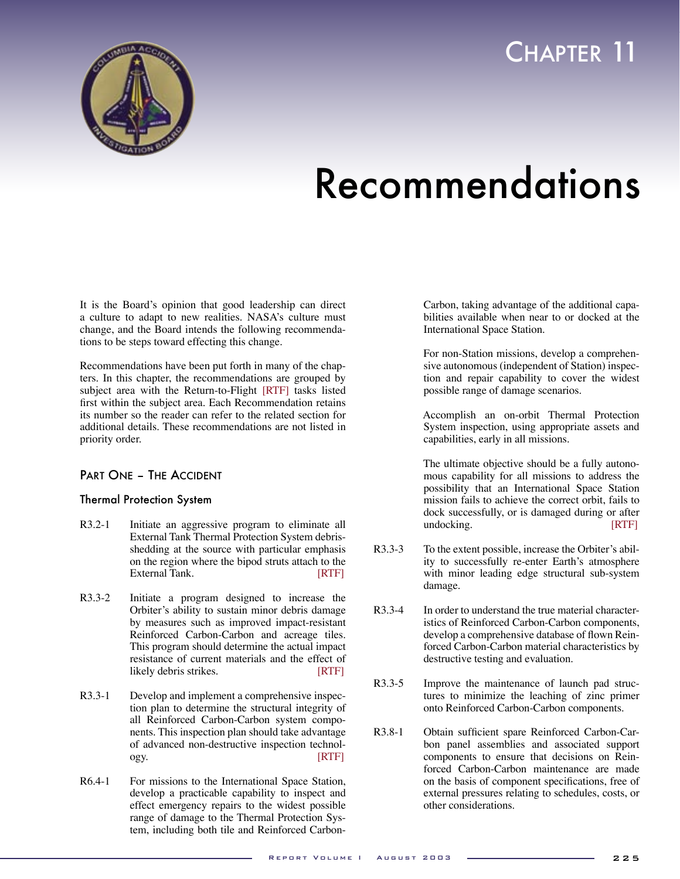# Chapter 11

# Recommendations

It is the Board's opinion that good leadership can direct a culture to adapt to new realities. NASA's culture must change, and the Board intends the following recommendations to be steps toward effecting this change.

Recommendations have been put forth in many of the chapters. In this chapter, the recommendations are grouped by subject area with the Return-to-Flight [RTF] tasks listed first within the subject area. Each Recommendation retains its number so the reader can refer to the related section for additional details. These recommendations are not listed in priority order.

## Part One – The Accident

### Thermal Protection System

R3.2-1 Initiate an aggressive program to eliminate all External Tank Thermal Protection System debris-shedding at the source with particular emphasis on the region where the bipod struts attach to the External Tank. [RTF]

R3.3-2 Initiate a program designed to increase the Orbiter's ability to sustain minor debris damage by measures such as improved impact-resistant Reinforced Carbon-Carbon and acreage tiles. This program should determine the actual impact resistance of current materials and the effect of likely debris strikes. [RTF]

R3.3-1 Develop and implement a comprehensive inspection plan to determine the structural integrity of all Reinforced Carbon-Carbon system components. This inspection plan should take advantage of advanced non-destructive inspection technology. [RTF]

R6.4-1 For missions to the International Space Station, develop a practicable capability to inspect and effect emergency repairs to the widest possible range of damage to the Thermal Protection System, including both tile and Reinforced Carbon-Carbon, taking advantage of the additional capabilities available when near to or docked at the International Space Station.

For non-Station missions, develop a comprehensive autonomous (independent of Station) inspection and repair capability to cover the widest possible range of damage scenarios.

Accomplish an on-orbit Thermal Protection System inspection, using appropriate assets and capabilities, early in all missions.

The ultimate objective should be a fully autonomous capability for all missions to address the possibility that an International Space Station mission fails to achieve the correct orbit, fails to dock successfully, or is damaged during or after undocking. [RTF]

R3.3-3 To the extent possible, increase the Orbiter's ability to successfully re-enter Earth's atmosphere with minor leading edge structural sub-system damage.

R3.3-4 In order to understand the true material characteristics of Reinforced Carbon-Carbon components, develop a comprehensive database of flown Reinforced Carbon-Carbon material characteristics by destructive testing and evaluation.

R3.3-5 Improve the maintenance of launch pad structures to minimize the leaching of zinc primer onto Reinforced Carbon-Carbon components.

R3.8-1 Obtain sufficient spare Reinforced Carbon-Carbon panel assemblies and associated support components to ensure that decisions on Reinforced Carbon-Carbon maintenance are made on the basis of component specifications, free of external pressures relating to schedules, costs, or other considerations.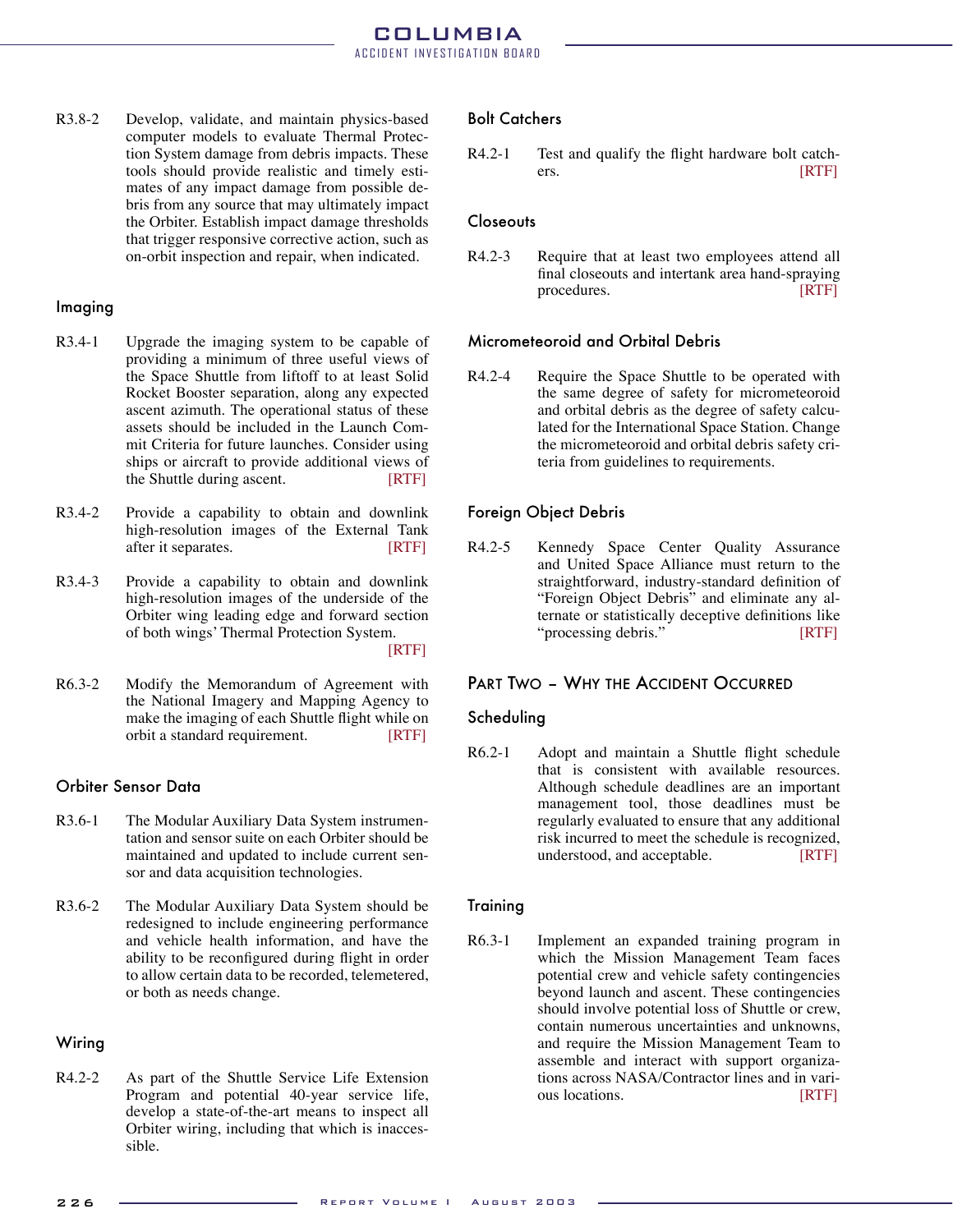R3.8-2 Develop, validate, and maintain physics-based computer models to evaluate Thermal Protection System damage from debris impacts. These tools should provide realistic and timely estimates of any impact damage from possible debris from any source that may ultimately impact the Orbiter. Establish impact damage thresholds that trigger responsive corrective action, such as on-orbit inspection and repair, when indicated.

### Imaging

R3.4-1 Upgrade the imaging system to be capable of providing a minimum of three useful views of the Space Shuttle from liftoff to at least Solid Rocket Booster separation, along any expected ascent azimuth. The operational status of these assets should be included in the Launch Commit Criteria for future launches. Consider using ships or aircraft to provide additional views of the Shuttle during ascent. [RTF]

R3.4-2 Provide a capability to obtain and downlink high-resolution images of the External Tank after it separates. [RTF]

R3.4-3 Provide a capability to obtain and downlink high-resolution images of the underside of the Orbiter wing leading edge and forward section of both wings' Thermal Protection System. [RTF]

R6.3-2 Modify the Memorandum of Agreement with the National Imagery and Mapping Agency to make the imaging of each Shuttle flight while on orbit a standard requirement. [RTF]

### Orbiter Sensor Data

R3.6-1 The Modular Auxiliary Data System instrumentation and sensor suite on each Orbiter should be maintained and updated to include current sensor and data acquisition technologies.

R3.6-2 The Modular Auxiliary Data System should be redesigned to include engineering performance and vehicle health information, and have the ability to be reconfigured during flight in order to allow certain data to be recorded, telemetered, or both as needs change.

### Wiring

R4.2-2 As part of the Shuttle Service Life Extension Program and potential 40-year service life, develop a state-of-the-art means to inspect all Orbiter wiring, including that which is inaccessible.

### Bolt Catchers

R4.2-1 Test and qualify the flight hardware bolt catchers. [RTF]

### Closeouts

R4.2-3 Require that at least two employees attend all final closeouts and intertank area hand-spraying procedures. [RTF]

### Micrometeoroid and Orbital Debris

R4.2-4 Require the Space Shuttle to be operated with the same degree of safety for micrometeoroid and orbital debris as the degree of safety calculated for the International Space Station. Change the micrometeoroid and orbital debris safety criteria from guidelines to requirements.

### Foreign Object Debris

R4.2-5 Kennedy Space Center Quality Assurance and United Space Alliance must return to the straightforward, industry-standard definition of "Foreign Object Debris" and eliminate any alternate or statistically deceptive definitions like "processing debris." [RTF]

## Part Two – Why the Accident Occurred

### Scheduling

R6.2-1 Adopt and maintain a Shuttle flight schedule that is consistent with available resources. Although schedule deadlines are an important management tool, those deadlines must be regularly evaluated to ensure that any additional risk incurred to meet the schedule is recognized, understood, and acceptable. [RTF]

### Training

R6.3-1 Implement an expanded training program in which the Mission Management Team faces potential crew and vehicle safety contingencies beyond launch and ascent. These contingencies should involve potential loss of Shuttle or crew, contain numerous uncertainties and unknowns, and require the Mission Management Team to assemble and interact with support organizations across NASA/Contractor lines and in various locations. [RTF]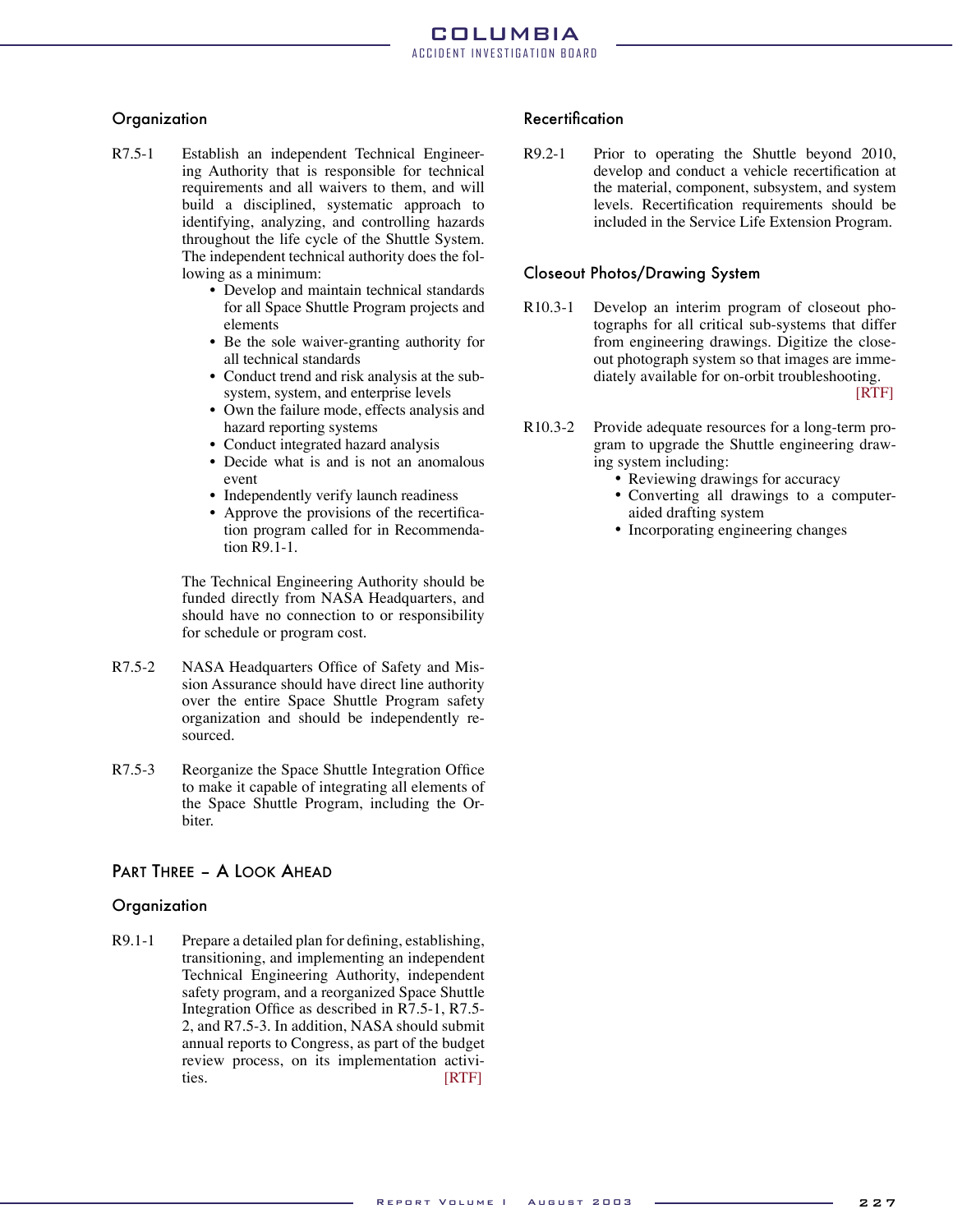## Organization

R7.5-1 Establish an independent Technical Engineering Authority that is responsible for technical requirements and all waivers to them, and will build a disciplined, systematic approach to identifying, analyzing, and controlling hazards throughout the life cycle of the Shuttle System. The independent technical authority does the following as a minimum:

- Develop and maintain technical standards for all Space Shuttle Program projects and elements
- Be the sole waiver-granting authority for all technical standards
- Conduct trend and risk analysis at the subsystem, system, and enterprise levels
- Own the failure mode, effects analysis and hazard reporting systems
- Conduct integrated hazard analysis
- Decide what is and is not an anomalous event
- Independently verify launch readiness
- Approve the provisions of the recertification program called for in Recommendation R9.1-1.

The Technical Engineering Authority should be funded directly from NASA Headquarters, and should have no connection to or responsibility for schedule or program cost.

R7.5-2 NASA Headquarters Office of Safety and Mission Assurance should have direct line authority over the entire Space Shuttle Program safety organization and should be independently resourced.

R7.5-3 Reorganize the Space Shuttle Integration Office to make it capable of integrating all elements of the Space Shuttle Program, including the Orbiter.

# Part Three – A Look Ahead

## Organization

R9.1-1 Prepare a detailed plan for defining, establishing, transitioning, and implementing an independent Technical Engineering Authority, independent safety program, and a reorganized Space Shuttle Integration Office as described in R7.5-1, R7.5-2, and R7.5-3. In addition, NASA should submit annual reports to Congress, as part of the budget review process, on its implementation activities. [RTF]

## Recertification

R9.2-1 Prior to operating the Shuttle beyond 2010, develop and conduct a vehicle recertification at the material, component, subsystem, and system levels. Recertification requirements should be included in the Service Life Extension Program.

## Closeout Photos/Drawing System

R10.3-1 Develop an interim program of closeout photographs for all critical sub-systems that differ from engineering drawings. Digitize the closeout photograph system so that images are immediately available for on-orbit troubleshooting. [RTF]

R10.3-2 Provide adequate resources for a long-term program to upgrade the Shuttle engineering drawing system including:

- Reviewing drawings for accuracy
- Converting all drawings to a computer-aided drafting system
- Incorporating engineering changes